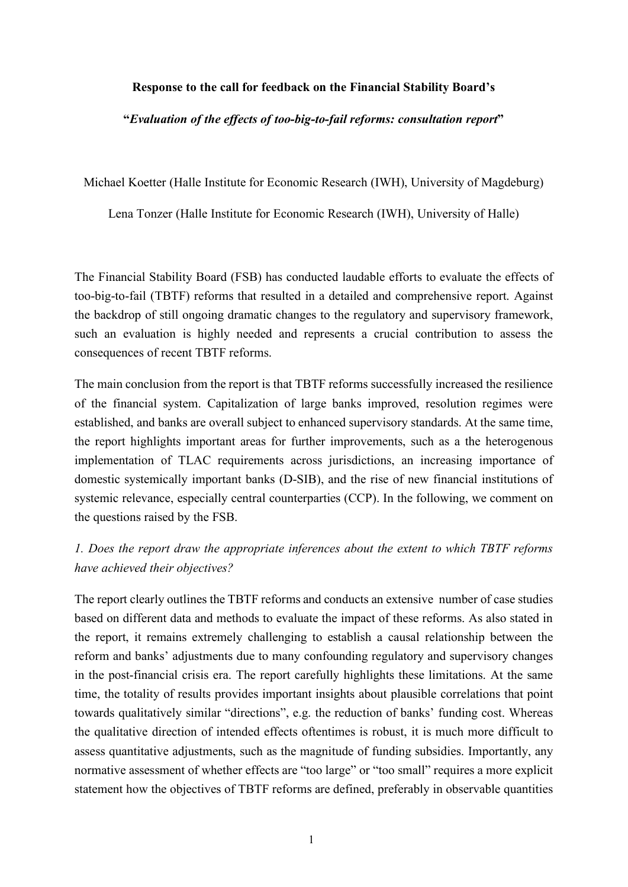**Response to the call for feedback on the Financial Stability Board's**

**"*Evaluation of the effects of too-big-to-fail reforms: consultation report*"**

Michael Koetter (Halle Institute for Economic Research (IWH), University of Magdeburg)

Lena Tonzer (Halle Institute for Economic Research (IWH), University of Halle)

The Financial Stability Board (FSB) has conducted laudable efforts to evaluate the effects of too-big-to-fail (TBTF) reforms that resulted in a detailed and comprehensive report. Against the backdrop of still ongoing dramatic changes to the regulatory and supervisory framework, such an evaluation is highly needed and represents a crucial contribution to assess the consequences of recent TBTF reforms.

The main conclusion from the report is that TBTF reforms successfully increased the resilience of the financial system. Capitalization of large banks improved, resolution regimes were established, and banks are overall subject to enhanced supervisory standards. At the same time, the report highlights important areas for further improvements, such as a the heterogenous implementation of TLAC requirements across jurisdictions, an increasing importance of domestic systemically important banks (D-SIB), and the rise of new financial institutions of systemic relevance, especially central counterparties (CCP). In the following, we comment on the questions raised by the FSB.

*1. Does the report draw the appropriate inferences about the extent to which TBTF reforms have achieved their objectives?*

The report clearly outlines the TBTF reforms and conducts an extensive number of case studies based on different data and methods to evaluate the impact of these reforms. As also stated in the report, it remains extremely challenging to establish a causal relationship between the reform and banks' adjustments due to many confounding regulatory and supervisory changes in the post-financial crisis era. The report carefully highlights these limitations. At the same time, the totality of results provides important insights about plausible correlations that point towards qualitatively similar "directions", e.g. the reduction of banks' funding cost. Whereas the qualitative direction of intended effects oftentimes is robust, it is much more difficult to assess quantitative adjustments, such as the magnitude of funding subsidies. Importantly, any normative assessment of whether effects are "too large" or "too small" requires a more explicit statement how the objectives of TBTF reforms are defined, preferably in observable quantities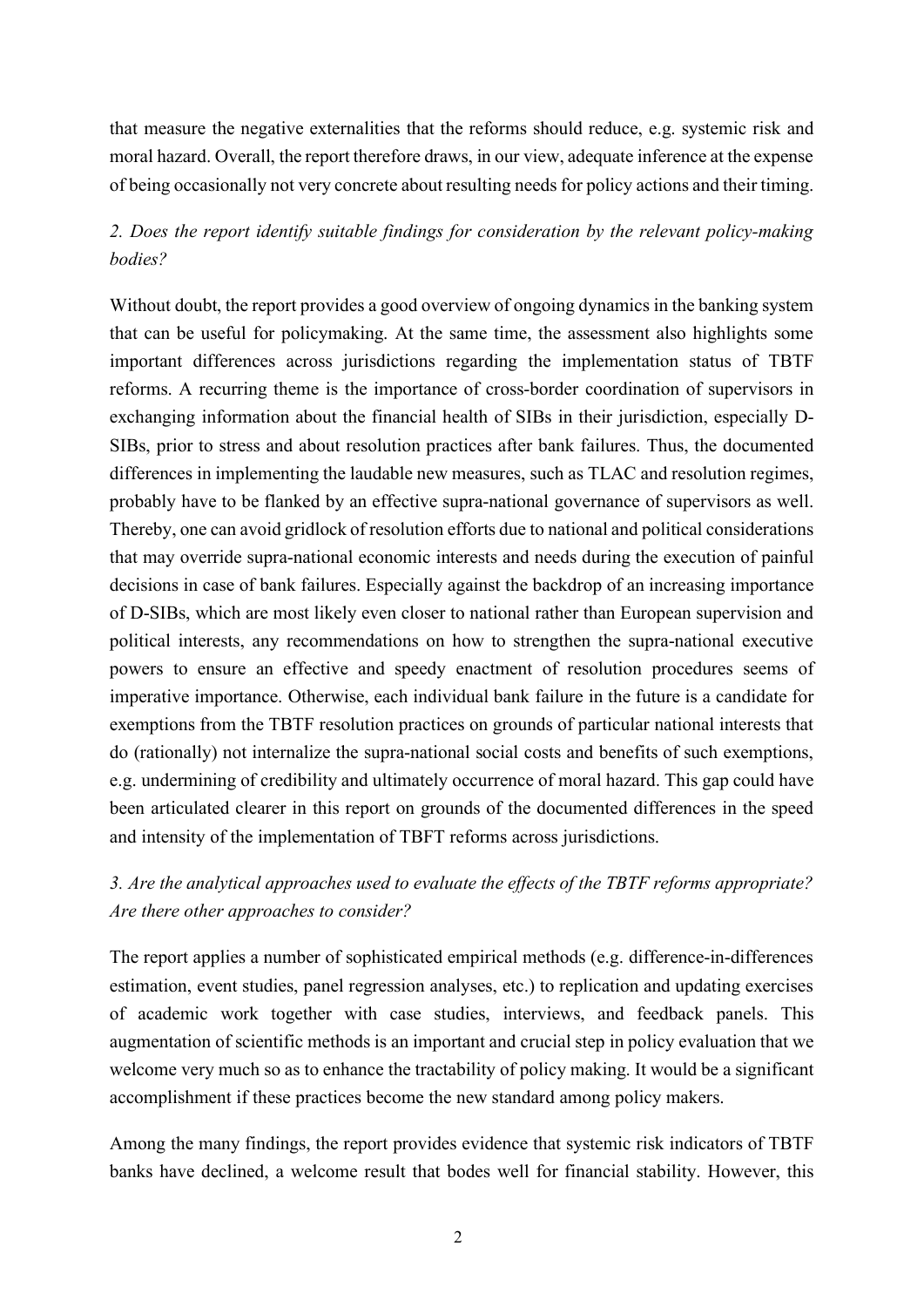that measure the negative externalities that the reforms should reduce, e.g. systemic risk and moral hazard. Overall, the report therefore draws, in our view, adequate inference at the expense of being occasionally not very concrete about resulting needs for policy actions and their timing.

*2. Does the report identify suitable findings for consideration by the relevant policy-making bodies?*

Without doubt, the report provides a good overview of ongoing dynamics in the banking system that can be useful for policymaking. At the same time, the assessment also highlights some important differences across jurisdictions regarding the implementation status of TBTF reforms. A recurring theme is the importance of cross-border coordination of supervisors in exchanging information about the financial health of SIBs in their jurisdiction, especially D-SIBs, prior to stress and about resolution practices after bank failures. Thus, the documented differences in implementing the laudable new measures, such as TLAC and resolution regimes, probably have to be flanked by an effective supra-national governance of supervisors as well. Thereby, one can avoid gridlock of resolution efforts due to national and political considerations that may override supra-national economic interests and needs during the execution of painful decisions in case of bank failures. Especially against the backdrop of an increasing importance of D-SIBs, which are most likely even closer to national rather than European supervision and political interests, any recommendations on how to strengthen the supra-national executive powers to ensure an effective and speedy enactment of resolution procedures seems of imperative importance. Otherwise, each individual bank failure in the future is a candidate for exemptions from the TBTF resolution practices on grounds of particular national interests that do (rationally) not internalize the supra-national social costs and benefits of such exemptions, e.g. undermining of credibility and ultimately occurrence of moral hazard. This gap could have been articulated clearer in this report on grounds of the documented differences in the speed and intensity of the implementation of TBFT reforms across jurisdictions.

*3. Are the analytical approaches used to evaluate the effects of the TBTF reforms appropriate? Are there other approaches to consider?*

The report applies a number of sophisticated empirical methods (e.g. difference-in-differences estimation, event studies, panel regression analyses, etc.) to replication and updating exercises of academic work together with case studies, interviews, and feedback panels. This augmentation of scientific methods is an important and crucial step in policy evaluation that we welcome very much so as to enhance the tractability of policy making. It would be a significant accomplishment if these practices become the new standard among policy makers.

Among the many findings, the report provides evidence that systemic risk indicators of TBTF banks have declined, a welcome result that bodes well for financial stability. However, this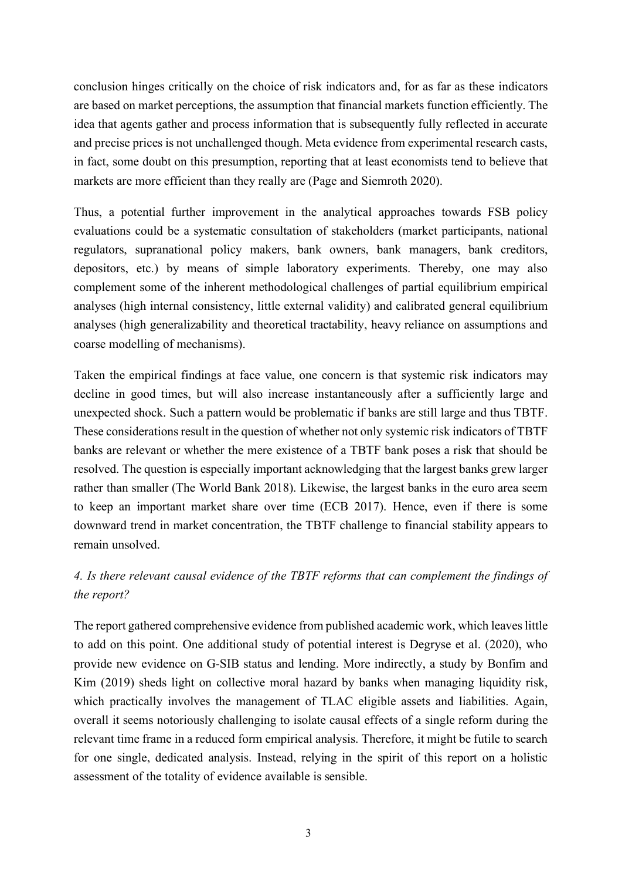conclusion hinges critically on the choice of risk indicators and, for as far as these indicators are based on market perceptions, the assumption that financial markets function efficiently. The idea that agents gather and process information that is subsequently fully reflected in accurate and precise prices is not unchallenged though. Meta evidence from experimental research casts, in fact, some doubt on this presumption, reporting that at least economists tend to believe that markets are more efficient than they really are (Page and Siemroth 2020).

Thus, a potential further improvement in the analytical approaches towards FSB policy evaluations could be a systematic consultation of stakeholders (market participants, national regulators, supranational policy makers, bank owners, bank managers, bank creditors, depositors, etc.) by means of simple laboratory experiments. Thereby, one may also complement some of the inherent methodological challenges of partial equilibrium empirical analyses (high internal consistency, little external validity) and calibrated general equilibrium analyses (high generalizability and theoretical tractability, heavy reliance on assumptions and coarse modelling of mechanisms).

Taken the empirical findings at face value, one concern is that systemic risk indicators may decline in good times, but will also increase instantaneously after a sufficiently large and unexpected shock. Such a pattern would be problematic if banks are still large and thus TBTF. These considerations result in the question of whether not only systemic risk indicators of TBTF banks are relevant or whether the mere existence of a TBTF bank poses a risk that should be resolved. The question is especially important acknowledging that the largest banks grew larger rather than smaller (The World Bank 2018). Likewise, the largest banks in the euro area seem to keep an important market share over time (ECB 2017). Hence, even if there is some downward trend in market concentration, the TBTF challenge to financial stability appears to remain unsolved.

*4. Is there relevant causal evidence of the TBTF reforms that can complement the findings of the report?*

The report gathered comprehensive evidence from published academic work, which leaves little to add on this point. One additional study of potential interest is Degryse et al. (2020), who provide new evidence on G-SIB status and lending. More indirectly, a study by Bonfim and Kim (2019) sheds light on collective moral hazard by banks when managing liquidity risk, which practically involves the management of TLAC eligible assets and liabilities. Again, overall it seems notoriously challenging to isolate causal effects of a single reform during the relevant time frame in a reduced form empirical analysis. Therefore, it might be futile to search for one single, dedicated analysis. Instead, relying in the spirit of this report on a holistic assessment of the totality of evidence available is sensible.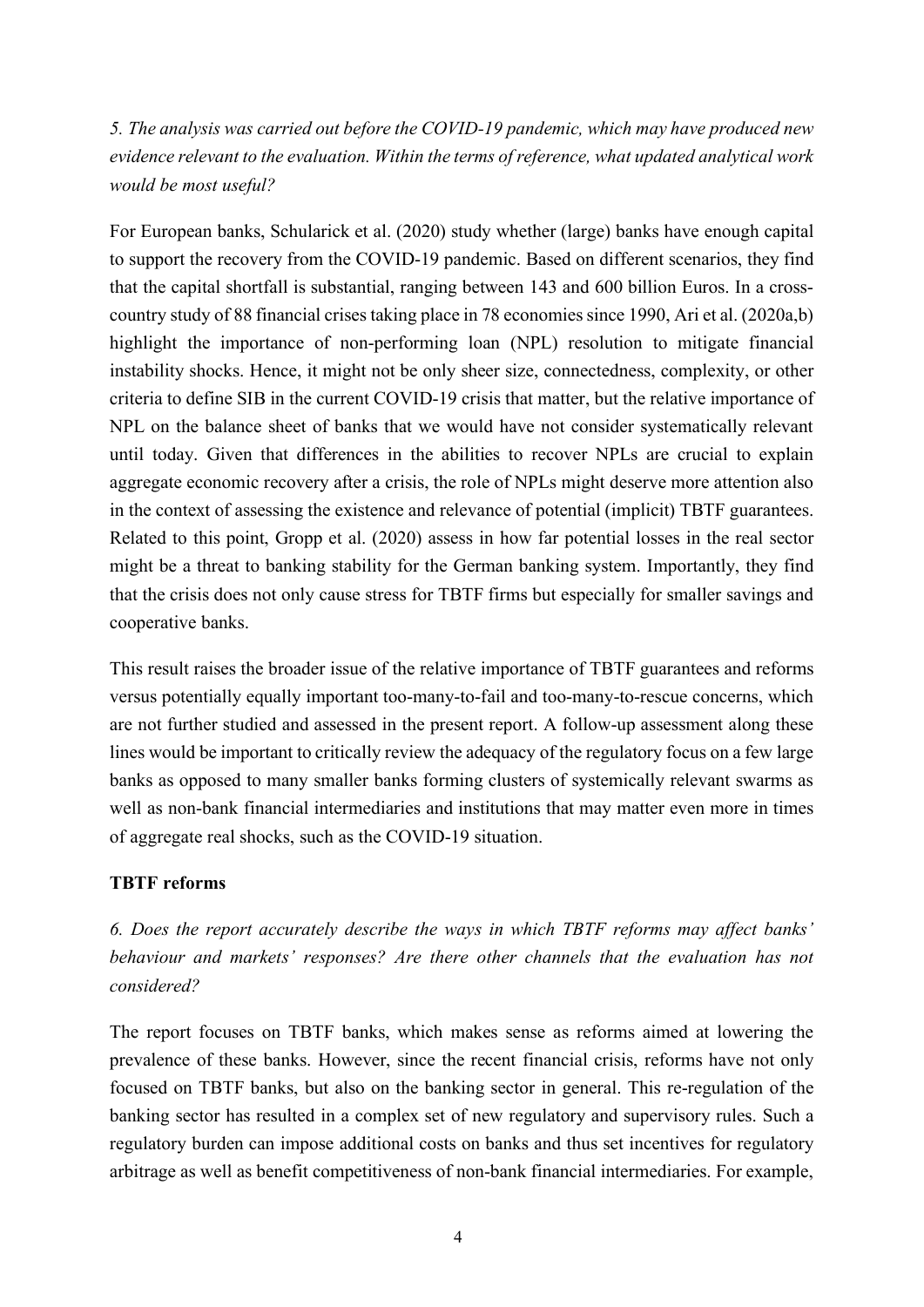*5. The analysis was carried out before the COVID-19 pandemic, which may have produced new evidence relevant to the evaluation. Within the terms of reference, what updated analytical work would be most useful?*

For European banks, Schularick et al. (2020) study whether (large) banks have enough capital to support the recovery from the COVID-19 pandemic. Based on different scenarios, they find that the capital shortfall is substantial, ranging between 143 and 600 billion Euros. In a cross-country study of 88 financial crises taking place in 78 economies since 1990, Ari et al. (2020a,b) highlight the importance of non-performing loan (NPL) resolution to mitigate financial instability shocks. Hence, it might not be only sheer size, connectedness, complexity, or other criteria to define SIB in the current COVID-19 crisis that matter, but the relative importance of NPL on the balance sheet of banks that we would have not consider systematically relevant until today. Given that differences in the abilities to recover NPLs are crucial to explain aggregate economic recovery after a crisis, the role of NPLs might deserve more attention also in the context of assessing the existence and relevance of potential (implicit) TBTF guarantees. Related to this point, Gropp et al. (2020) assess in how far potential losses in the real sector might be a threat to banking stability for the German banking system. Importantly, they find that the crisis does not only cause stress for TBTF firms but especially for smaller savings and cooperative banks.

This result raises the broader issue of the relative importance of TBTF guarantees and reforms versus potentially equally important too-many-to-fail and too-many-to-rescue concerns, which are not further studied and assessed in the present report. A follow-up assessment along these lines would be important to critically review the adequacy of the regulatory focus on a few large banks as opposed to many smaller banks forming clusters of systemically relevant swarms as well as non-bank financial intermediaries and institutions that may matter even more in times of aggregate real shocks, such as the COVID-19 situation.

**TBTF reforms**

*6. Does the report accurately describe the ways in which TBTF reforms may affect banks' behaviour and markets' responses? Are there other channels that the evaluation has not considered?*

The report focuses on TBTF banks, which makes sense as reforms aimed at lowering the prevalence of these banks. However, since the recent financial crisis, reforms have not only focused on TBTF banks, but also on the banking sector in general. This re-regulation of the banking sector has resulted in a complex set of new regulatory and supervisory rules. Such a regulatory burden can impose additional costs on banks and thus set incentives for regulatory arbitrage as well as benefit competitiveness of non-bank financial intermediaries. For example,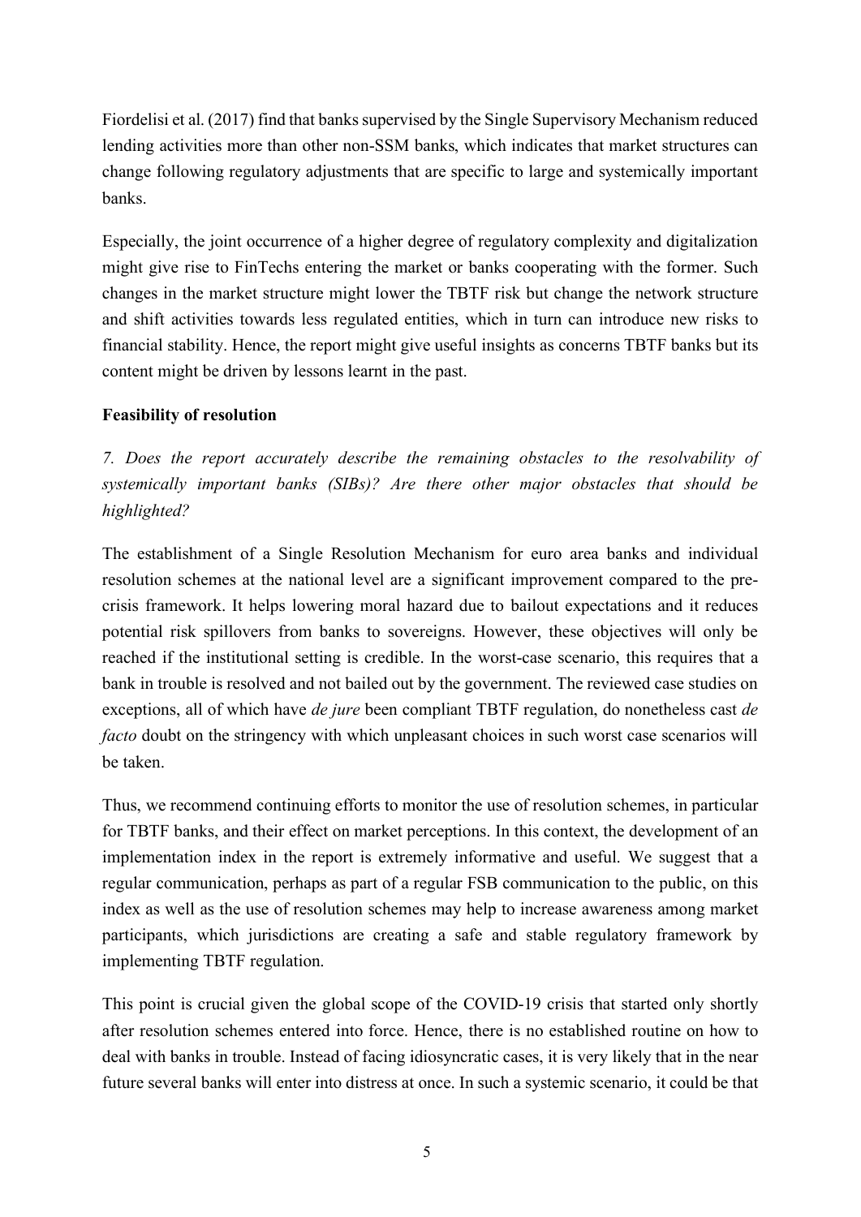Fiordelisi et al. (2017) find that banks supervised by the Single Supervisory Mechanism reduced lending activities more than other non-SSM banks, which indicates that market structures can change following regulatory adjustments that are specific to large and systemically important banks.

Especially, the joint occurrence of a higher degree of regulatory complexity and digitalization might give rise to FinTechs entering the market or banks cooperating with the former. Such changes in the market structure might lower the TBTF risk but change the network structure and shift activities towards less regulated entities, which in turn can introduce new risks to financial stability. Hence, the report might give useful insights as concerns TBTF banks but its content might be driven by lessons learnt in the past.

**Feasibility of resolution**

*7. Does the report accurately describe the remaining obstacles to the resolvability of systemically important banks (SIBs)? Are there other major obstacles that should be highlighted?*

The establishment of a Single Resolution Mechanism for euro area banks and individual resolution schemes at the national level are a significant improvement compared to the pre-crisis framework. It helps lowering moral hazard due to bailout expectations and it reduces potential risk spillovers from banks to sovereigns. However, these objectives will only be reached if the institutional setting is credible. In the worst-case scenario, this requires that a bank in trouble is resolved and not bailed out by the government. The reviewed case studies on exceptions, all of which have *de jure* been compliant TBTF regulation, do nonetheless cast *de facto* doubt on the stringency with which unpleasant choices in such worst case scenarios will be taken.

Thus, we recommend continuing efforts to monitor the use of resolution schemes, in particular for TBTF banks, and their effect on market perceptions. In this context, the development of an implementation index in the report is extremely informative and useful. We suggest that a regular communication, perhaps as part of a regular FSB communication to the public, on this index as well as the use of resolution schemes may help to increase awareness among market participants, which jurisdictions are creating a safe and stable regulatory framework by implementing TBTF regulation.

This point is crucial given the global scope of the COVID-19 crisis that started only shortly after resolution schemes entered into force. Hence, there is no established routine on how to deal with banks in trouble. Instead of facing idiosyncratic cases, it is very likely that in the near future several banks will enter into distress at once. In such a systemic scenario, it could be that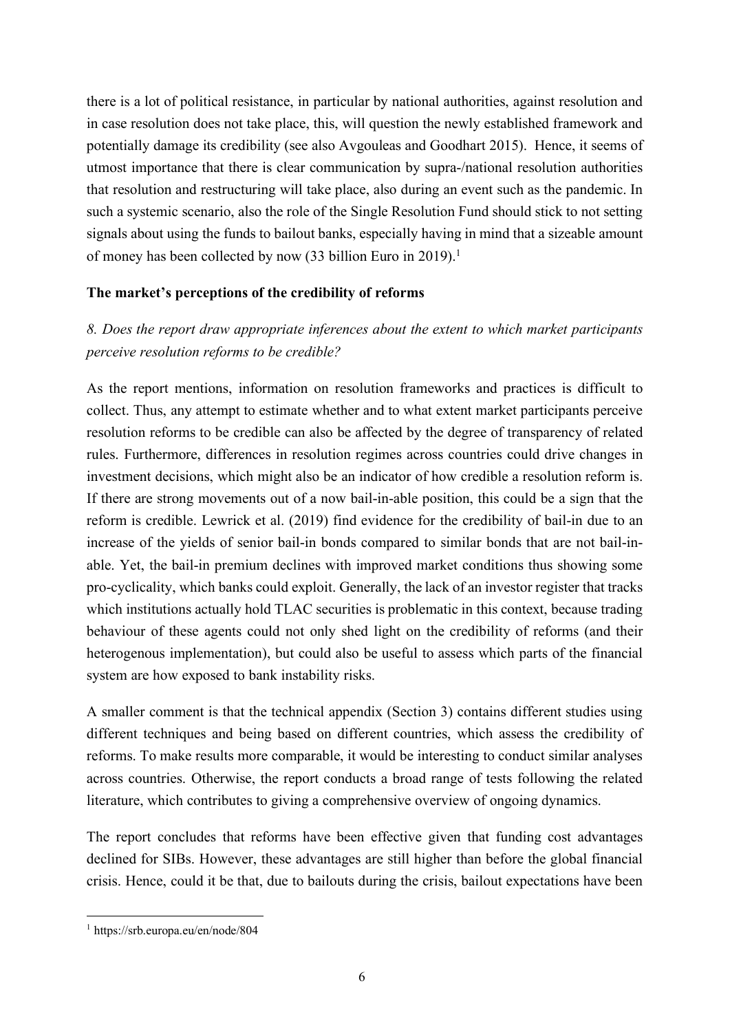there is a lot of political resistance, in particular by national authorities, against resolution and in case resolution does not take place, this, will question the newly established framework and potentially damage its credibility (see also Avgouleas and Goodhart 2015). Hence, it seems of utmost importance that there is clear communication by supra-/national resolution authorities that resolution and restructuring will take place, also during an event such as the pandemic. In such a systemic scenario, also the role of the Single Resolution Fund should stick to not setting signals about using the funds to bailout banks, especially having in mind that a sizeable amount of money has been collected by now (33 billion Euro in 2019).[1]

**The market's perceptions of the credibility of reforms**

*8. Does the report draw appropriate inferences about the extent to which market participants perceive resolution reforms to be credible?*

As the report mentions, information on resolution frameworks and practices is difficult to collect. Thus, any attempt to estimate whether and to what extent market participants perceive resolution reforms to be credible can also be affected by the degree of transparency of related rules. Furthermore, differences in resolution regimes across countries could drive changes in investment decisions, which might also be an indicator of how credible a resolution reform is. If there are strong movements out of a now bail-in-able position, this could be a sign that the reform is credible. Lewrick et al. (2019) find evidence for the credibility of bail-in due to an increase of the yields of senior bail-in bonds compared to similar bonds that are not bail-in-able. Yet, the bail-in premium declines with improved market conditions thus showing some pro-cyclicality, which banks could exploit. Generally, the lack of an investor register that tracks which institutions actually hold TLAC securities is problematic in this context, because trading behaviour of these agents could not only shed light on the credibility of reforms (and their heterogenous implementation), but could also be useful to assess which parts of the financial system are how exposed to bank instability risks.

A smaller comment is that the technical appendix (Section 3) contains different studies using different techniques and being based on different countries, which assess the credibility of reforms. To make results more comparable, it would be interesting to conduct similar analyses across countries. Otherwise, the report conducts a broad range of tests following the related literature, which contributes to giving a comprehensive overview of ongoing dynamics.

The report concludes that reforms have been effective given that funding cost advantages declined for SIBs. However, these advantages are still higher than before the global financial crisis. Hence, could it be that, due to bailouts during the crisis, bailout expectations have been

[1] https://srb.europa.eu/en/node/804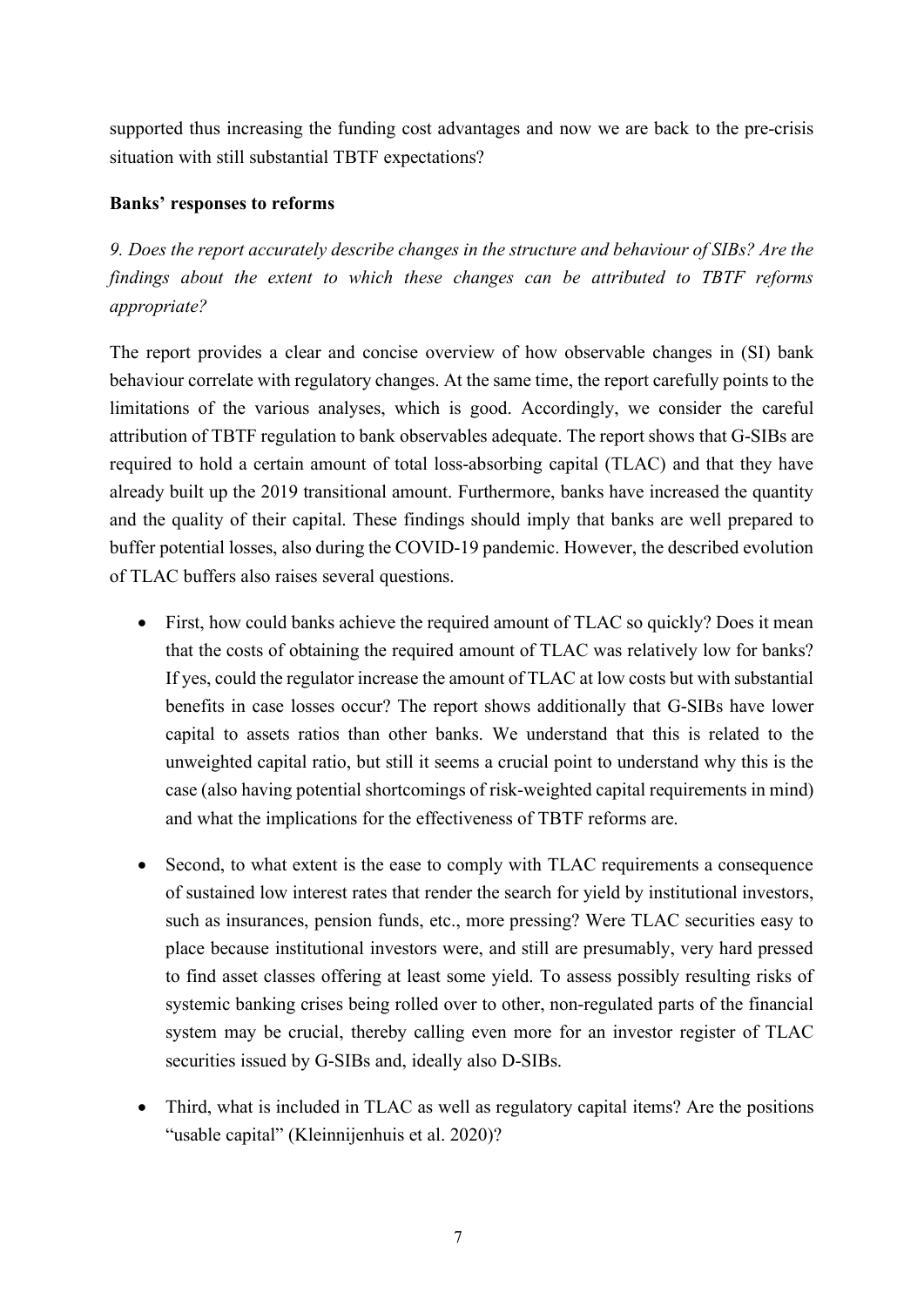supported thus increasing the funding cost advantages and now we are back to the pre-crisis situation with still substantial TBTF expectations?

**Banks' responses to reforms**

*9. Does the report accurately describe changes in the structure and behaviour of SIBs? Are the findings about the extent to which these changes can be attributed to TBTF reforms appropriate?*

The report provides a clear and concise overview of how observable changes in (SI) bank behaviour correlate with regulatory changes. At the same time, the report carefully points to the limitations of the various analyses, which is good. Accordingly, we consider the careful attribution of TBTF regulation to bank observables adequate. The report shows that G-SIBs are required to hold a certain amount of total loss-absorbing capital (TLAC) and that they have already built up the 2019 transitional amount. Furthermore, banks have increased the quantity and the quality of their capital. These findings should imply that banks are well prepared to buffer potential losses, also during the COVID-19 pandemic. However, the described evolution of TLAC buffers also raises several questions.

- First, how could banks achieve the required amount of TLAC so quickly? Does it mean that the costs of obtaining the required amount of TLAC was relatively low for banks? If yes, could the regulator increase the amount of TLAC at low costs but with substantial benefits in case losses occur? The report shows additionally that G-SIBs have lower capital to assets ratios than other banks. We understand that this is related to the unweighted capital ratio, but still it seems a crucial point to understand why this is the case (also having potential shortcomings of risk-weighted capital requirements in mind) and what the implications for the effectiveness of TBTF reforms are.

- Second, to what extent is the ease to comply with TLAC requirements a consequence of sustained low interest rates that render the search for yield by institutional investors, such as insurances, pension funds, etc., more pressing? Were TLAC securities easy to place because institutional investors were, and still are presumably, very hard pressed to find asset classes offering at least some yield. To assess possibly resulting risks of systemic banking crises being rolled over to other, non-regulated parts of the financial system may be crucial, thereby calling even more for an investor register of TLAC securities issued by G-SIBs and, ideally also D-SIBs.

- Third, what is included in TLAC as well as regulatory capital items? Are the positions "usable capital" (Kleinnijenhuis et al. 2020)?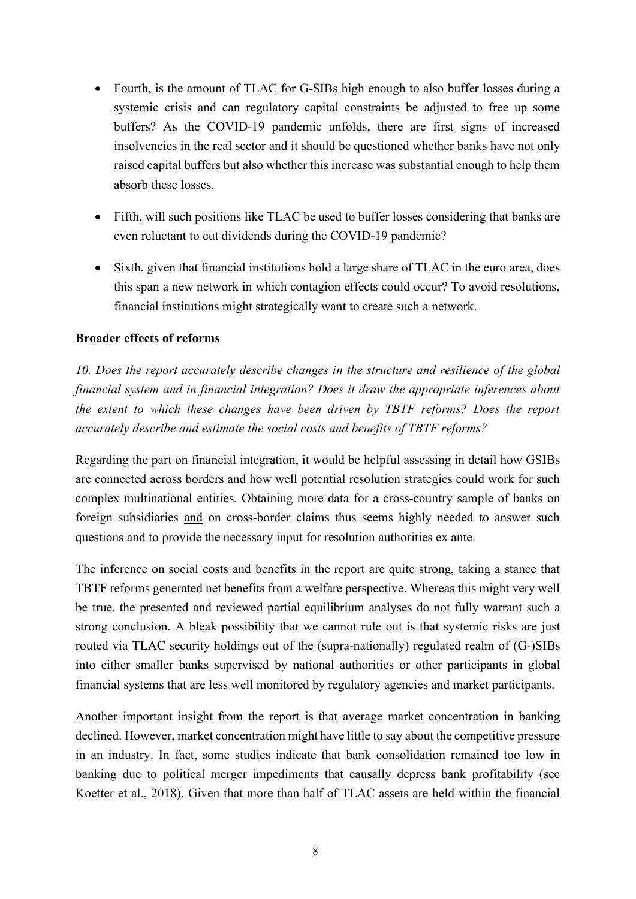- Fourth, is the amount of TLAC for G-SIBs high enough to also buffer losses during a systemic crisis and can regulatory capital constraints be adjusted to free up some buffers? As the COVID-19 pandemic unfolds, there are first signs of increased insolvencies in the real sector and it should be questioned whether banks have not only raised capital buffers but also whether this increase was substantial enough to help them absorb these losses.

- Fifth, will such positions like TLAC be used to buffer losses considering that banks are even reluctant to cut dividends during the COVID-19 pandemic?

- Sixth, given that financial institutions hold a large share of TLAC in the euro area, does this span a new network in which contagion effects could occur? To avoid resolutions, financial institutions might strategically want to create such a network.

**Broader effects of reforms**

*10. Does the report accurately describe changes in the structure and resilience of the global financial system and in financial integration? Does it draw the appropriate inferences about the extent to which these changes have been driven by TBTF reforms? Does the report accurately describe and estimate the social costs and benefits of TBTF reforms?*

Regarding the part on financial integration, it would be helpful assessing in detail how GSIBs are connected across borders and how well potential resolution strategies could work for such complex multinational entities. Obtaining more data for a cross-country sample of banks on foreign subsidiaries <u>and</u> on cross-border claims thus seems highly needed to answer such questions and to provide the necessary input for resolution authorities ex ante.

The inference on social costs and benefits in the report are quite strong, taking a stance that TBTF reforms generated net benefits from a welfare perspective. Whereas this might very well be true, the presented and reviewed partial equilibrium analyses do not fully warrant such a strong conclusion. A bleak possibility that we cannot rule out is that systemic risks are just routed via TLAC security holdings out of the (supra-nationally) regulated realm of (G-)SIBs into either smaller banks supervised by national authorities or other participants in global financial systems that are less well monitored by regulatory agencies and market participants.

Another important insight from the report is that average market concentration in banking declined. However, market concentration might have little to say about the competitive pressure in an industry. In fact, some studies indicate that bank consolidation remained too low in banking due to political merger impediments that causally depress bank profitability (see Koetter et al., 2018). Given that more than half of TLAC assets are held within the financial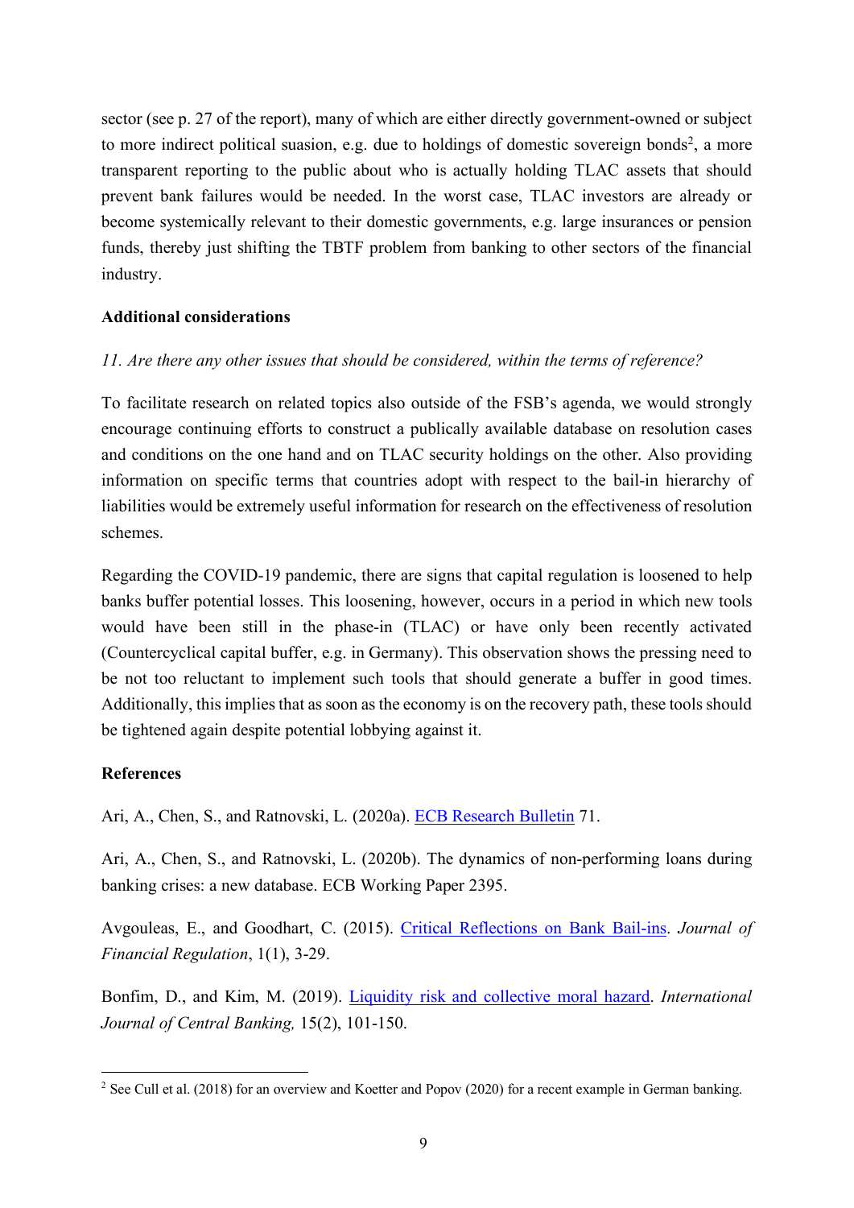sector (see p. 27 of the report), many of which are either directly government-owned or subject to more indirect political suasion, e.g. due to holdings of domestic sovereign bonds[2], a more transparent reporting to the public about who is actually holding TLAC assets that should prevent bank failures would be needed. In the worst case, TLAC investors are already or become systemically relevant to their domestic governments, e.g. large insurances or pension funds, thereby just shifting the TBTF problem from banking to other sectors of the financial industry.

**Additional considerations**

*11. Are there any other issues that should be considered, within the terms of reference?*

To facilitate research on related topics also outside of the FSB's agenda, we would strongly encourage continuing efforts to construct a publically available database on resolution cases and conditions on the one hand and on TLAC security holdings on the other. Also providing information on specific terms that countries adopt with respect to the bail-in hierarchy of liabilities would be extremely useful information for research on the effectiveness of resolution schemes.

Regarding the COVID-19 pandemic, there are signs that capital regulation is loosened to help banks buffer potential losses. This loosening, however, occurs in a period in which new tools would have been still in the phase-in (TLAC) or have only been recently activated (Countercyclical capital buffer, e.g. in Germany). This observation shows the pressing need to be not too reluctant to implement such tools that should generate a buffer in good times. Additionally, this implies that as soon as the economy is on the recovery path, these tools should be tightened again despite potential lobbying against it.

**References**

Ari, A., Chen, S., and Ratnovski, L. (2020a). ECB Research Bulletin 71.

Ari, A., Chen, S., and Ratnovski, L. (2020b). The dynamics of non-performing loans during banking crises: a new database. ECB Working Paper 2395.

Avgouleas, E., and Goodhart, C. (2015). Critical Reflections on Bank Bail-ins. *Journal of Financial Regulation*, 1(1), 3-29.

Bonfim, D., and Kim, M. (2019). Liquidity risk and collective moral hazard. *International Journal of Central Banking,* 15(2), 101-150.

---

[2] See Cull et al. (2018) for an overview and Koetter and Popov (2020) for a recent example in German banking.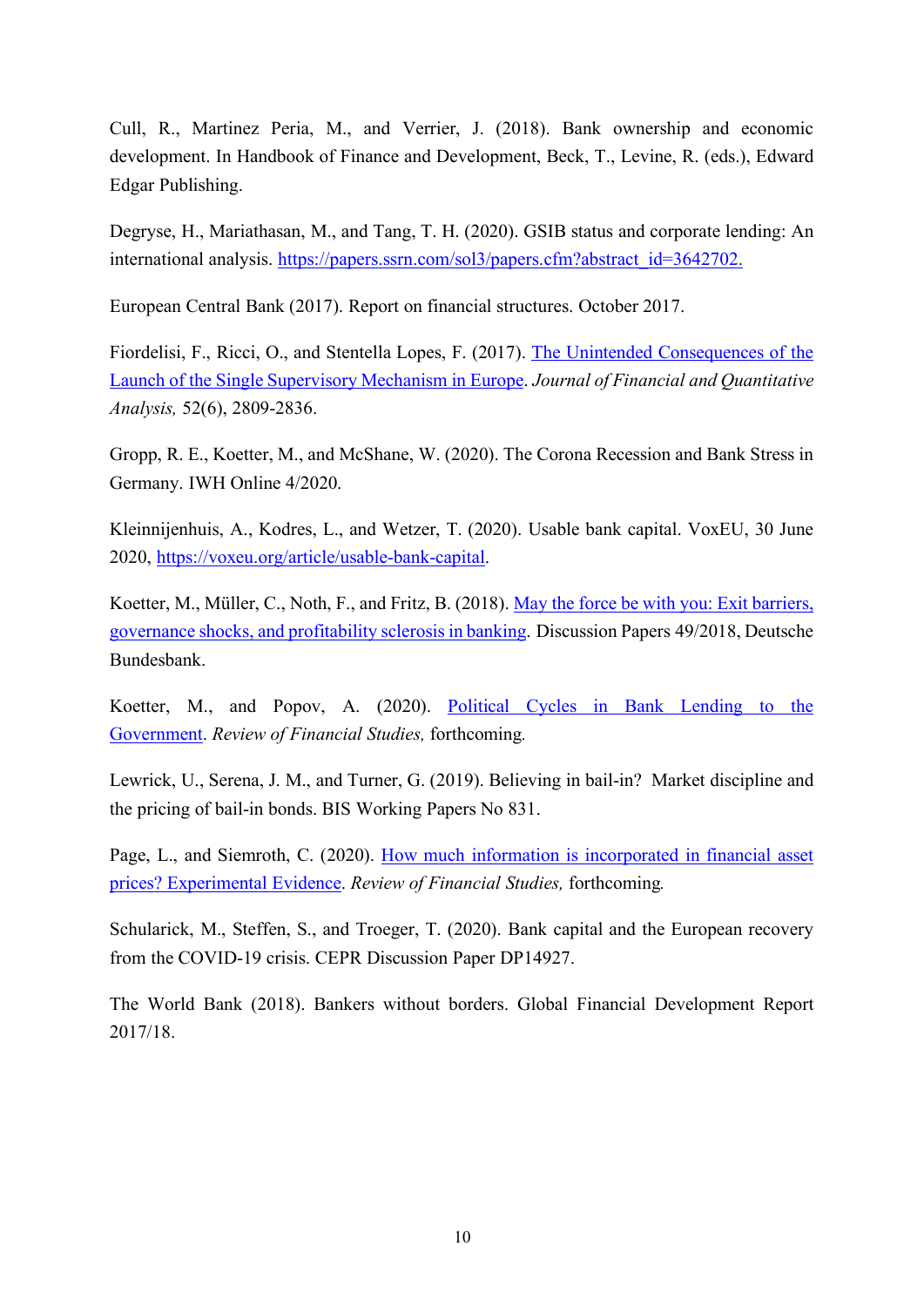Cull, R., Martinez Peria, M., and Verrier, J. (2018). Bank ownership and economic development. In Handbook of Finance and Development, Beck, T., Levine, R. (eds.), Edward Edgar Publishing.

Degryse, H., Mariathasan, M., and Tang, T. H. (2020). GSIB status and corporate lending: An international analysis. https://papers.ssrn.com/sol3/papers.cfm?abstract_id=3642702.

European Central Bank (2017). Report on financial structures. October 2017.

Fiordelisi, F., Ricci, O., and Stentella Lopes, F. (2017). The Unintended Consequences of the Launch of the Single Supervisory Mechanism in Europe. *Journal of Financial and Quantitative Analysis,* 52(6), 2809-2836.

Gropp, R. E., Koetter, M., and McShane, W. (2020). The Corona Recession and Bank Stress in Germany. IWH Online 4/2020.

Kleinnijenhuis, A., Kodres, L., and Wetzer, T. (2020). Usable bank capital. VoxEU, 30 June 2020, https://voxeu.org/article/usable-bank-capital.

Koetter, M., Müller, C., Noth, F., and Fritz, B. (2018). May the force be with you: Exit barriers, governance shocks, and profitability sclerosis in banking. Discussion Papers 49/2018, Deutsche Bundesbank.

Koetter, M., and Popov, A. (2020). Political Cycles in Bank Lending to the Government. *Review of Financial Studies,* forthcoming.

Lewrick, U., Serena, J. M., and Turner, G. (2019). Believing in bail-in? Market discipline and the pricing of bail-in bonds. BIS Working Papers No 831.

Page, L., and Siemroth, C. (2020). How much information is incorporated in financial asset prices? Experimental Evidence. *Review of Financial Studies,* forthcoming.

Schularick, M., Steffen, S., and Troeger, T. (2020). Bank capital and the European recovery from the COVID-19 crisis. CEPR Discussion Paper DP14927.

The World Bank (2018). Bankers without borders. Global Financial Development Report 2017/18.